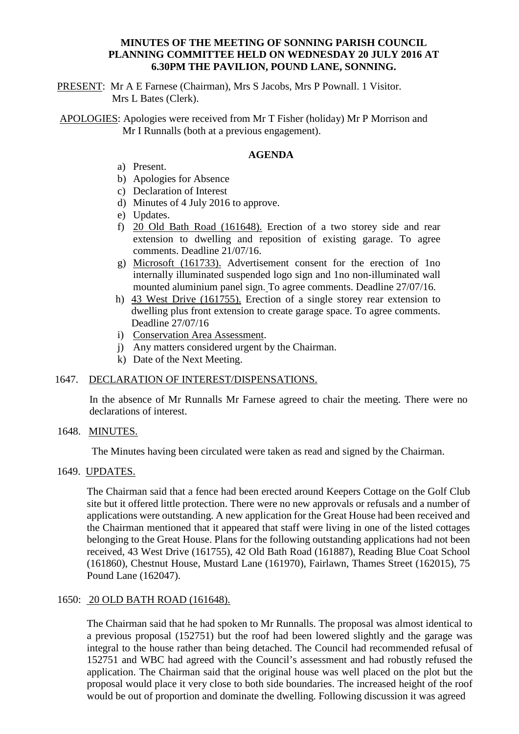**MINUTES OF THE MEETING OF SONNING PARISH COUNCIL PLANNING COMMITTEE HELD ON WEDNESDAY 20 JULY 2016 AT 6.30PM THE PAVILION, POUND LANE, SONNING.**

PRESENT: Mr A E Farnese (Chairman), Mrs S Jacobs, Mrs P Pownall. 1 Visitor. Mrs L Bates (Clerk).

APOLOGIES: Apologies were received from Mr T Fisher (holiday) Mr P Morrison and Mr I Runnalls (both at a previous engagement).

**AGENDA**

a) Present.
b) Apologies for Absence
c) Declaration of Interest
d) Minutes of 4 July 2016 to approve.
e) Updates.
f) 20 Old Bath Road (161648). Erection of a two storey side and rear extension to dwelling and reposition of existing garage. To agree comments. Deadline 21/07/16.
g) Microsoft (161733). Advertisement consent for the erection of 1no internally illuminated suspended logo sign and 1no non-illuminated wall mounted aluminium panel sign. To agree comments. Deadline 27/07/16.
h) 43 West Drive (161755). Erection of a single storey rear extension to dwelling plus front extension to create garage space. To agree comments. Deadline 27/07/16
i) Conservation Area Assessment.
j) Any matters considered urgent by the Chairman.
k) Date of the Next Meeting.

1647. DECLARATION OF INTEREST/DISPENSATIONS.

In the absence of Mr Runnalls Mr Farnese agreed to chair the meeting. There were no declarations of interest.

1648. MINUTES.

The Minutes having been circulated were taken as read and signed by the Chairman.

1649. UPDATES.

The Chairman said that a fence had been erected around Keepers Cottage on the Golf Club site but it offered little protection. There were no new approvals or refusals and a number of applications were outstanding. A new application for the Great House had been received and the Chairman mentioned that it appeared that staff were living in one of the listed cottages belonging to the Great House. Plans for the following outstanding applications had not been received, 43 West Drive (161755), 42 Old Bath Road (161887), Reading Blue Coat School (161860), Chestnut House, Mustard Lane (161970), Fairlawn, Thames Street (162015), 75 Pound Lane (162047).

1650: 20 OLD BATH ROAD (161648).

The Chairman said that he had spoken to Mr Runnalls. The proposal was almost identical to a previous proposal (152751) but the roof had been lowered slightly and the garage was integral to the house rather than being detached. The Council had recommended refusal of 152751 and WBC had agreed with the Council's assessment and had robustly refused the application. The Chairman said that the original house was well placed on the plot but the proposal would place it very close to both side boundaries. The increased height of the roof would be out of proportion and dominate the dwelling. Following discussion it was agreed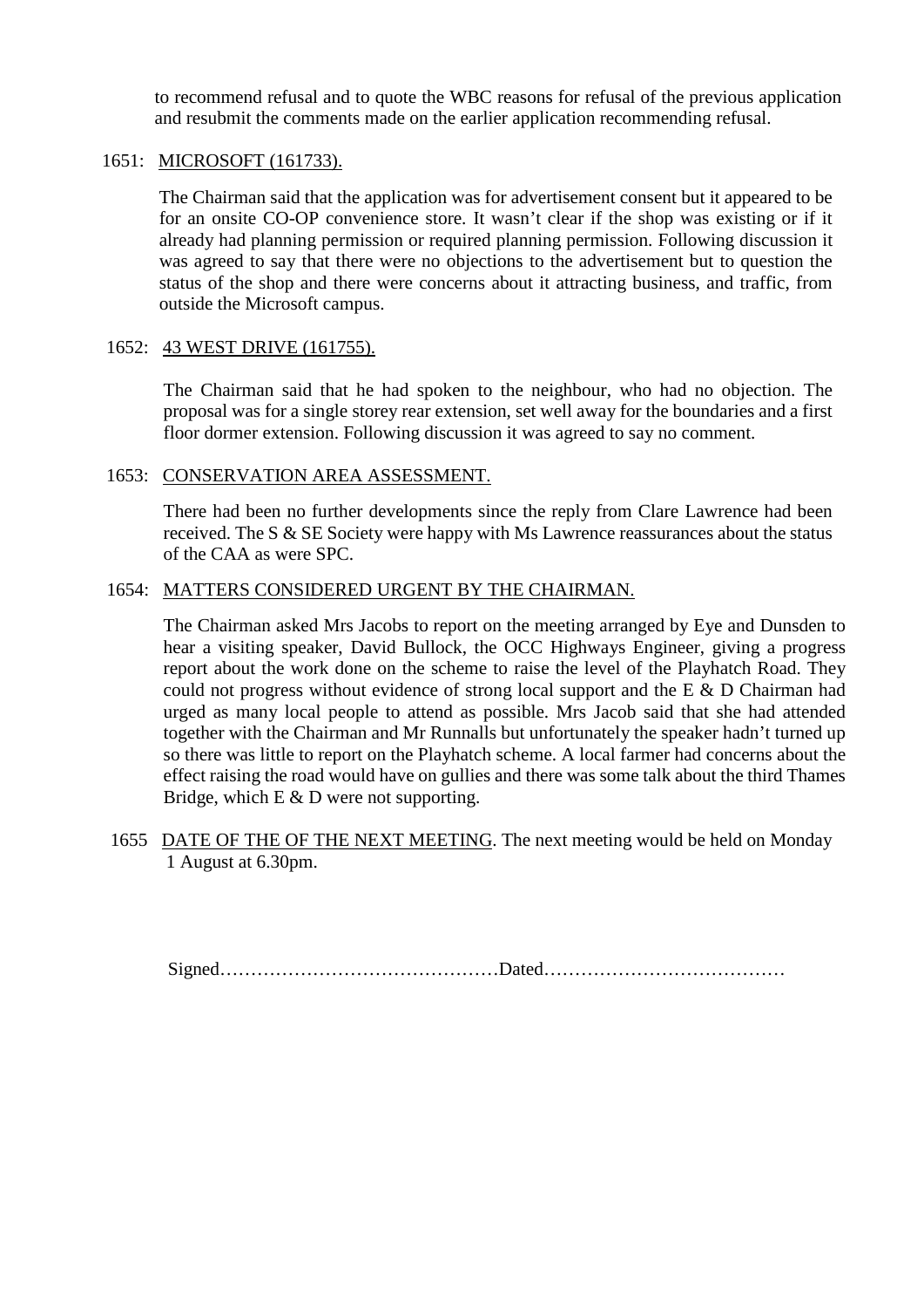to recommend refusal and to quote the WBC reasons for refusal of the previous application and resubmit the comments made on the earlier application recommending refusal.

1651: <u>MICROSOFT (161733).</u>

The Chairman said that the application was for advertisement consent but it appeared to be for an onsite CO-OP convenience store. It wasn't clear if the shop was existing or if it already had planning permission or required planning permission. Following discussion it was agreed to say that there were no objections to the advertisement but to question the status of the shop and there were concerns about it attracting business, and traffic, from outside the Microsoft campus.

1652: <u>43 WEST DRIVE (161755).</u>

The Chairman said that he had spoken to the neighbour, who had no objection. The proposal was for a single storey rear extension, set well away for the boundaries and a first floor dormer extension. Following discussion it was agreed to say no comment.

1653: <u>CONSERVATION AREA ASSESSMENT.</u>

There had been no further developments since the reply from Clare Lawrence had been received. The S & SE Society were happy with Ms Lawrence reassurances about the status of the CAA as were SPC.

1654: <u>MATTERS CONSIDERED URGENT BY THE CHAIRMAN.</u>

The Chairman asked Mrs Jacobs to report on the meeting arranged by Eye and Dunsden to hear a visiting speaker, David Bullock, the OCC Highways Engineer, giving a progress report about the work done on the scheme to raise the level of the Playhatch Road. They could not progress without evidence of strong local support and the E & D Chairman had urged as many local people to attend as possible. Mrs Jacob said that she had attended together with the Chairman and Mr Runnalls but unfortunately the speaker hadn't turned up so there was little to report on the Playhatch scheme. A local farmer had concerns about the effect raising the road would have on gullies and there was some talk about the third Thames Bridge, which E & D were not supporting.

1655 <u>DATE OF THE OF THE NEXT MEETING</u>. The next meeting would be held on Monday 1 August at 6.30pm.

Signed………………………………………Dated…………………………………